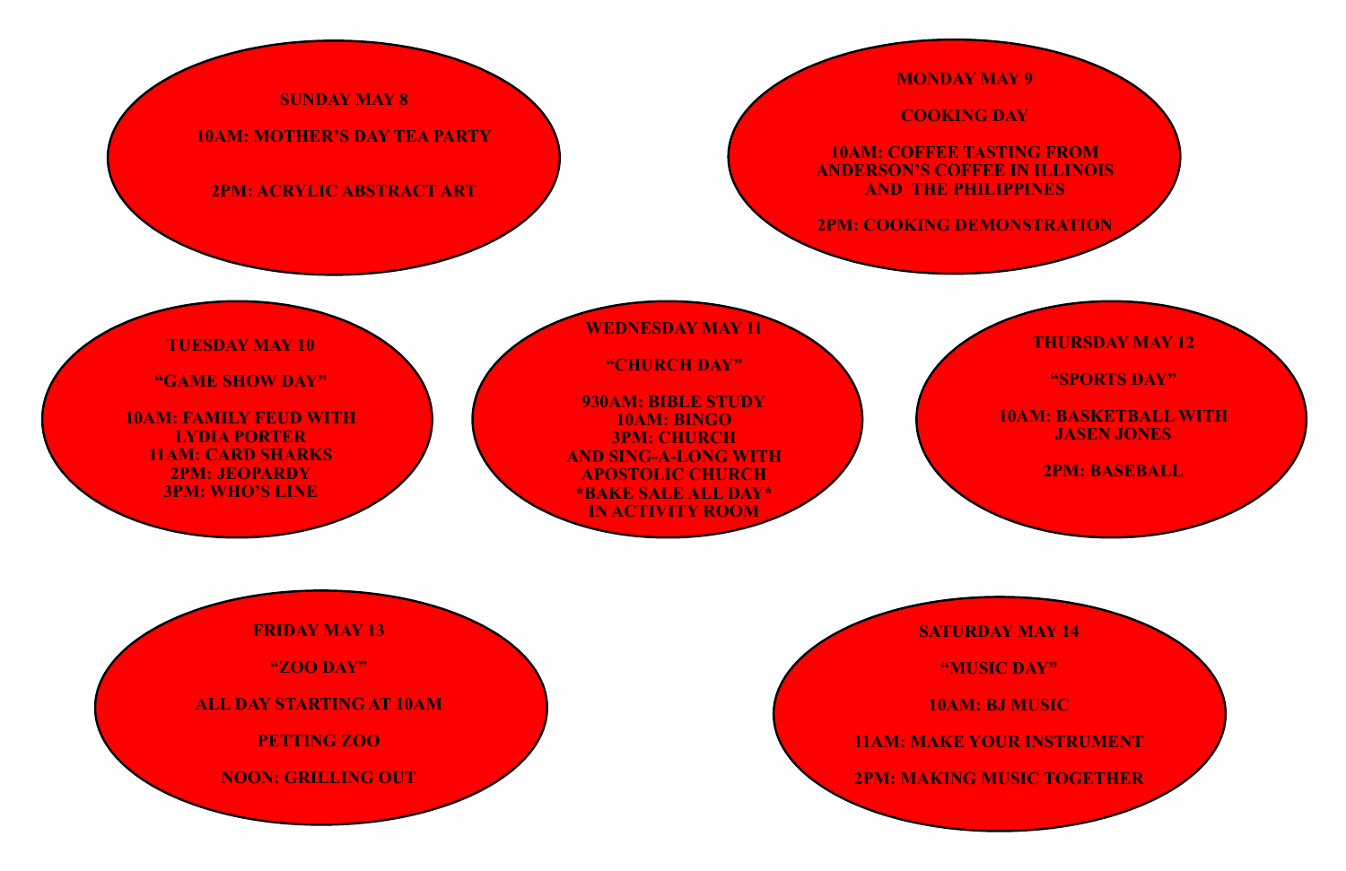**SUNDAY MAY 8**

**10AM: MOTHER'S DAY TEA PARTY**

**2PM: ACRYLIC ABSTRACT ART**

**MONDAY MAY 9**

**COOKING DAY**

**10AM: COFFEE TASTING FROM ANDERSON'S COFFEE IN ILLINOIS AND THE PHILIPPINES**

**2PM: COOKING DEMONSTRATION**

**TUESDAY MAY 10**

**"GAME SHOW DAY"**

**10AM: FAMILY FEUD WITH LYDIA PORTER**
**11AM: CARD SHARKS**
**2PM: JEOPARDY**
**3PM: WHO'S LINE**

**WEDNESDAY MAY 11**

**"CHURCH DAY"**

**930AM: BIBLE STUDY**
**10AM: BINGO**
**3PM: CHURCH AND SING-A-LONG WITH APOSTOLIC CHURCH**
**\*BAKE SALE ALL DAY\* IN ACTIVITY ROOM**

**THURSDAY MAY 12**

**"SPORTS DAY"**

**10AM: BASKETBALL WITH JASEN JONES**

**2PM: BASEBALL**

**FRIDAY MAY 13**

**"ZOO DAY"**

**ALL DAY STARTING AT 10AM**

**PETTING ZOO**

**NOON: GRILLING OUT**

**SATURDAY MAY 14**

**"MUSIC DAY"**

**10AM: BJ MUSIC**

**11AM: MAKE YOUR INSTRUMENT**

**2PM: MAKING MUSIC TOGETHER**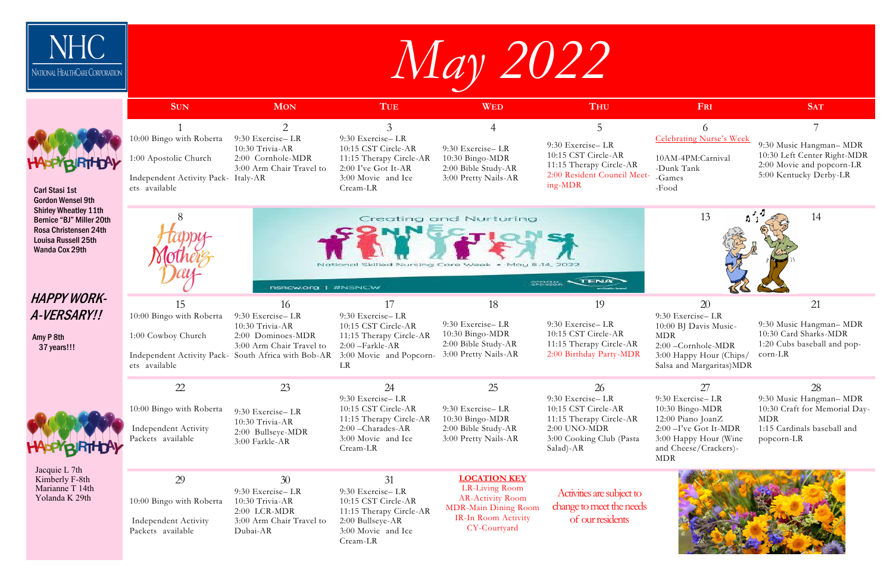NHC
NATIONAL HEALTHCARE CORPORATION

# May 2022

Carl Stasi 1st
Gordon Wensel 9th
Shirley Wheatley 11th
Bernice "BJ" Miller 20th
Rosa Christensen 24th
Louisa Russell 25th
Wanda Cox 29th

***HAPPY WORK-A-VERSARY!!***

Amy P 8th
37 years!!!

Jacquie L 7th
Kimberly F-8th
Marianne T 14th
Yolanda K 29th

| SUN | MON | TUE | WED | THU | FRI | SAT |
|---|---|---|---|---|---|---|
| 1<br>10:00 Bingo with Roberta<br>1:00 Apostolic Church<br>Independent Activity Packets available | 2<br>9:30 Exercise– LR<br>10:30 Trivia-AR<br>2:00 Cornhole-MDR<br>3:00 Arm Chair Travel to Italy-AR | 3<br>9:30 Exercise– LR<br>10:15 CST Circle-AR<br>11:15 Therapy Circle-AR<br>2:00 I've Got It-AR<br>3:00 Movie and Ice Cream-LR | 4<br>9:30 Exercise– LR<br>10:30 Bingo-MDR<br>2:00 Bible Study-AR<br>3:00 Pretty Nails-AR | 5<br>9:30 Exercise– LR<br>10:15 CST Circle-AR<br>11:15 Therapy Circle-AR<br>2:00 Resident Council Meeting-MDR | 6<br>Celebrating Nurse's Week<br>10AM-4PM:Carnival<br>-Dunk Tank<br>-Games<br>-Food | 7<br>9:30 Music Hangman– MDR<br>10:30 Left Center Right-MDR<br>2:00 Movie and popcorn-LR<br>5:00 Kentucky Derby-LR |
| 8<br>Happy Mothers Day | Creating and Nurturing CONNECTIONS<br>National Skilled Nursing Care Week • May 8-14, 2022<br>nsncw.org \| #NSNCW<br>OFFICIAL SPONSOR TENA | | | | 13 | 14 |
| 15<br>10:00 Bingo with Roberta<br>1:00 Cowboy Church<br>Independent Activity Packets available | 16<br>9:30 Exercise– LR<br>10:30 Trivia-AR<br>2:00 Dominoes-MDR<br>3:00 Arm Chair Travel to South Africa with Bob-AR | 17<br>9:30 Exercise– LR<br>10:15 CST Circle-AR<br>11:15 Therapy Circle-AR<br>2:00 –Farkle-AR<br>3:00 Movie and Popcorn-LR | 18<br>9:30 Exercise– LR<br>10:30 Bingo-MDR<br>2:00 Bible Study-AR<br>3:00 Pretty Nails-AR | 19<br>9:30 Exercise– LR<br>10:15 CST Circle-AR<br>11:15 Therapy Circle-AR<br>2:00 Birthday Party-MDR | 20<br>9:30 Exercise– LR<br>10:00 BJ Davis Music-MDR<br>2:00 –Cornhole-MDR<br>3:00 Happy Hour (Chips/ Salsa and Margaritas)MDR | 21<br>9:30 Music Hangman– MDR<br>10:30 Card Sharks-MDR<br>1:20 Cubs baseball and popcorn-LR |
| 22<br>10:00 Bingo with Roberta<br>Independent Activity Packets available | 23<br>9:30 Exercise– LR<br>10:30 Trivia-AR<br>2:00 Bullseye-MDR<br>3:00 Farkle-AR | 24<br>9:30 Exercise– LR<br>10:15 CST Circle-AR<br>11:15 Therapy Circle-AR<br>2:00 –Charades-AR<br>3:00 Movie and Ice Cream-LR | 25<br>9:30 Exercise– LR<br>10:30 Bingo-MDR<br>2:00 Bible Study-AR<br>3:00 Pretty Nails-AR | 26<br>9:30 Exercise– LR<br>10:15 CST Circle-AR<br>11:15 Therapy Circle-AR<br>2:00 UNO-MDR<br>3:00 Cooking Club (Pasta Salad)-AR | 27<br>9:30 Exercise– LR<br>10:30 Bingo-MDR<br>12:00 Piano JoanZ<br>2:00 –I've Got It-MDR<br>3:00 Happy Hour (Wine and Cheese/Crackers)-MDR | 28<br>9:30 Music Hangman– MDR<br>10:30 Craft for Memorial Day-MDR<br>1:15 Cardinals baseball and popcorn-LR |
| 29<br>10:00 Bingo with Roberta<br>Independent Activity Packets available | 30<br>9:30 Exercise– LR<br>10:30 Trivia-AR<br>2:00 LCR-MDR<br>3:00 Arm Chair Travel to Dubai-AR | 31<br>9:30 Exercise– LR<br>10:15 CST Circle-AR<br>11:15 Therapy Circle-AR<br>2:00 Bullseye-AR<br>3:00 Movie and Ice Cream-LR | **LOCATION KEY**<br>LR-Living Room<br>AR-Activity Room<br>MDR-Main Dining Room<br>IR-In Room Activity<br>CY-Courtyard | Activities are subject to change to meet the needs of our residents | | |